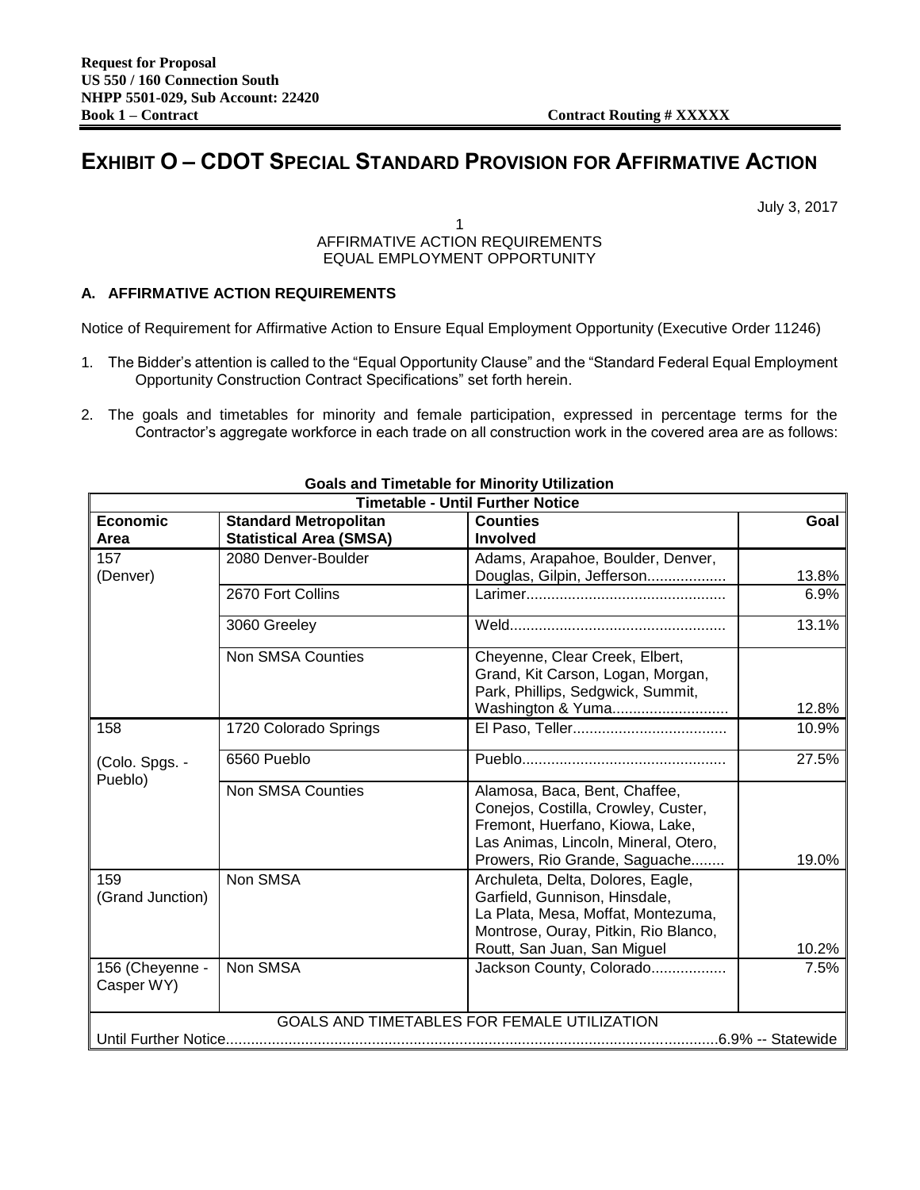# EXHIBIT O – CDOT SPECIAL STANDARD PROVISION FOR AFFIRMATIVE ACTION

July 3, 2017

1
AFFIRMATIVE ACTION REQUIREMENTS
EQUAL EMPLOYMENT OPPORTUNITY

### A. AFFIRMATIVE ACTION REQUIREMENTS

Notice of Requirement for Affirmative Action to Ensure Equal Employment Opportunity (Executive Order 11246)

1. The Bidder's attention is called to the "Equal Opportunity Clause" and the "Standard Federal Equal Employment Opportunity Construction Contract Specifications" set forth herein.
2. The goals and timetables for minority and female participation, expressed in percentage terms for the Contractor's aggregate workforce in each trade on all construction work in the covered area are as follows:

**Goals and Timetable for Minority Utilization**

| Timetable - Until Further Notice | | | |
|---|---|---|---|
| **Economic Area** | **Standard Metropolitan Statistical Area (SMSA)** | **Counties Involved** | **Goal** |
| 157 (Denver) | 2080 Denver-Boulder | Adams, Arapahoe, Boulder, Denver, Douglas, Gilpin, Jefferson.................. | 13.8% |
| | 2670 Fort Collins | Larimer................................................ | 6.9% |
| | 3060 Greeley | Weld.................................................... | 13.1% |
| | Non SMSA Counties | Cheyenne, Clear Creek, Elbert, Grand, Kit Carson, Logan, Morgan, Park, Phillips, Sedgwick, Summit, Washington & Yuma........................... | 12.8% |
| 158 (Colo. Spgs. - Pueblo) | 1720 Colorado Springs | El Paso, Teller..................................... | 10.9% |
| | 6560 Pueblo | Pueblo................................................ | 27.5% |
| | Non SMSA Counties | Alamosa, Baca, Bent, Chaffee, Conejos, Costilla, Crowley, Custer, Fremont, Huerfano, Kiowa, Lake, Las Animas, Lincoln, Mineral, Otero, Prowers, Rio Grande, Saguache........ | 19.0% |
| 159 (Grand Junction) | Non SMSA | Archuleta, Delta, Dolores, Eagle, Garfield, Gunnison, Hinsdale, La Plata, Mesa, Moffat, Montezuma, Montrose, Ouray, Pitkin, Rio Blanco, Routt, San Juan, San Miguel | 10.2% |
| 156 (Cheyenne - Casper WY) | Non SMSA | Jackson County, Colorado.................. | 7.5% |
| GOALS AND TIMETABLES FOR FEMALE UTILIZATION | | | |
| Until Further Notice...................................................................................................................... | | | 6.9% -- Statewide |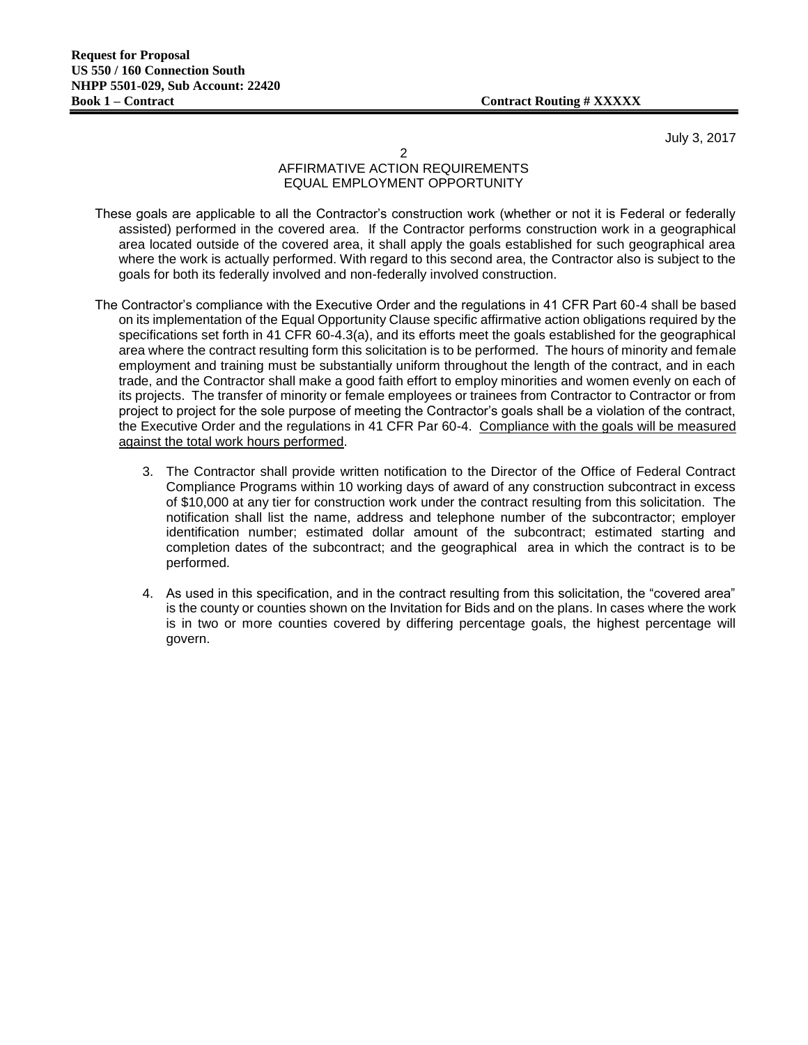## AFFIRMATIVE ACTION REQUIREMENTS
## EQUAL EMPLOYMENT OPPORTUNITY

These goals are applicable to all the Contractor's construction work (whether or not it is Federal or federally assisted) performed in the covered area. If the Contractor performs construction work in a geographical area located outside of the covered area, it shall apply the goals established for such geographical area where the work is actually performed. With regard to this second area, the Contractor also is subject to the goals for both its federally involved and non-federally involved construction.

The Contractor's compliance with the Executive Order and the regulations in 41 CFR Part 60-4 shall be based on its implementation of the Equal Opportunity Clause specific affirmative action obligations required by the specifications set forth in 41 CFR 60-4.3(a), and its efforts meet the goals established for the geographical area where the contract resulting form this solicitation is to be performed. The hours of minority and female employment and training must be substantially uniform throughout the length of the contract, and in each trade, and the Contractor shall make a good faith effort to employ minorities and women evenly on each of its projects. The transfer of minority or female employees or trainees from Contractor to Contractor or from project to project for the sole purpose of meeting the Contractor's goals shall be a violation of the contract, the Executive Order and the regulations in 41 CFR Par 60-4. Compliance with the goals will be measured against the total work hours performed.

3. The Contractor shall provide written notification to the Director of the Office of Federal Contract Compliance Programs within 10 working days of award of any construction subcontract in excess of $10,000 at any tier for construction work under the contract resulting from this solicitation. The notification shall list the name, address and telephone number of the subcontractor; employer identification number; estimated dollar amount of the subcontract; estimated starting and completion dates of the subcontract; and the geographical area in which the contract is to be performed.

4. As used in this specification, and in the contract resulting from this solicitation, the "covered area" is the county or counties shown on the Invitation for Bids and on the plans. In cases where the work is in two or more counties covered by differing percentage goals, the highest percentage will govern.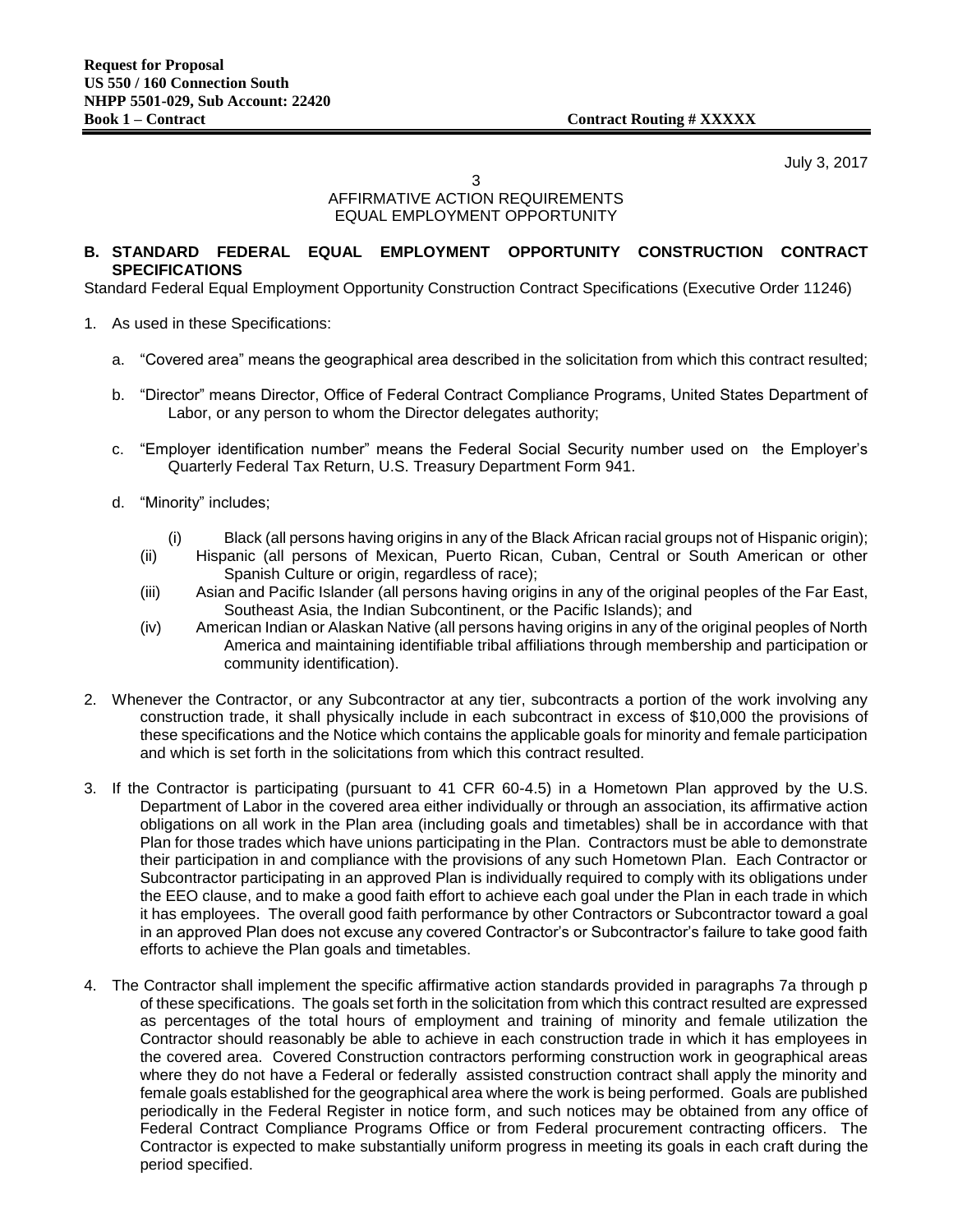AFFIRMATIVE ACTION REQUIREMENTS
EQUAL EMPLOYMENT OPPORTUNITY

## B. STANDARD FEDERAL EQUAL EMPLOYMENT OPPORTUNITY CONSTRUCTION CONTRACT SPECIFICATIONS

Standard Federal Equal Employment Opportunity Construction Contract Specifications (Executive Order 11246)

1. As used in these Specifications:

   a. "Covered area" means the geographical area described in the solicitation from which this contract resulted;

   b. "Director" means Director, Office of Federal Contract Compliance Programs, United States Department of Labor, or any person to whom the Director delegates authority;

   c. "Employer identification number" means the Federal Social Security number used on the Employer's Quarterly Federal Tax Return, U.S. Treasury Department Form 941.

   d. "Minority" includes;

      (i) Black (all persons having origins in any of the Black African racial groups not of Hispanic origin);
      (ii) Hispanic (all persons of Mexican, Puerto Rican, Cuban, Central or South American or other Spanish Culture or origin, regardless of race);
      (iii) Asian and Pacific Islander (all persons having origins in any of the original peoples of the Far East, Southeast Asia, the Indian Subcontinent, or the Pacific Islands); and
      (iv) American Indian or Alaskan Native (all persons having origins in any of the original peoples of North America and maintaining identifiable tribal affiliations through membership and participation or community identification).

2. Whenever the Contractor, or any Subcontractor at any tier, subcontracts a portion of the work involving any construction trade, it shall physically include in each subcontract in excess of $10,000 the provisions of these specifications and the Notice which contains the applicable goals for minority and female participation and which is set forth in the solicitations from which this contract resulted.

3. If the Contractor is participating (pursuant to 41 CFR 60-4.5) in a Hometown Plan approved by the U.S. Department of Labor in the covered area either individually or through an association, its affirmative action obligations on all work in the Plan area (including goals and timetables) shall be in accordance with that Plan for those trades which have unions participating in the Plan. Contractors must be able to demonstrate their participation in and compliance with the provisions of any such Hometown Plan. Each Contractor or Subcontractor participating in an approved Plan is individually required to comply with its obligations under the EEO clause, and to make a good faith effort to achieve each goal under the Plan in each trade in which it has employees. The overall good faith performance by other Contractors or Subcontractor toward a goal in an approved Plan does not excuse any covered Contractor's or Subcontractor's failure to take good faith efforts to achieve the Plan goals and timetables.

4. The Contractor shall implement the specific affirmative action standards provided in paragraphs 7a through p of these specifications. The goals set forth in the solicitation from which this contract resulted are expressed as percentages of the total hours of employment and training of minority and female utilization the Contractor should reasonably be able to achieve in each construction trade in which it has employees in the covered area. Covered Construction contractors performing construction work in geographical areas where they do not have a Federal or federally assisted construction contract shall apply the minority and female goals established for the geographical area where the work is being performed. Goals are published periodically in the Federal Register in notice form, and such notices may be obtained from any office of Federal Contract Compliance Programs Office or from Federal procurement contracting officers. The Contractor is expected to make substantially uniform progress in meeting its goals in each craft during the period specified.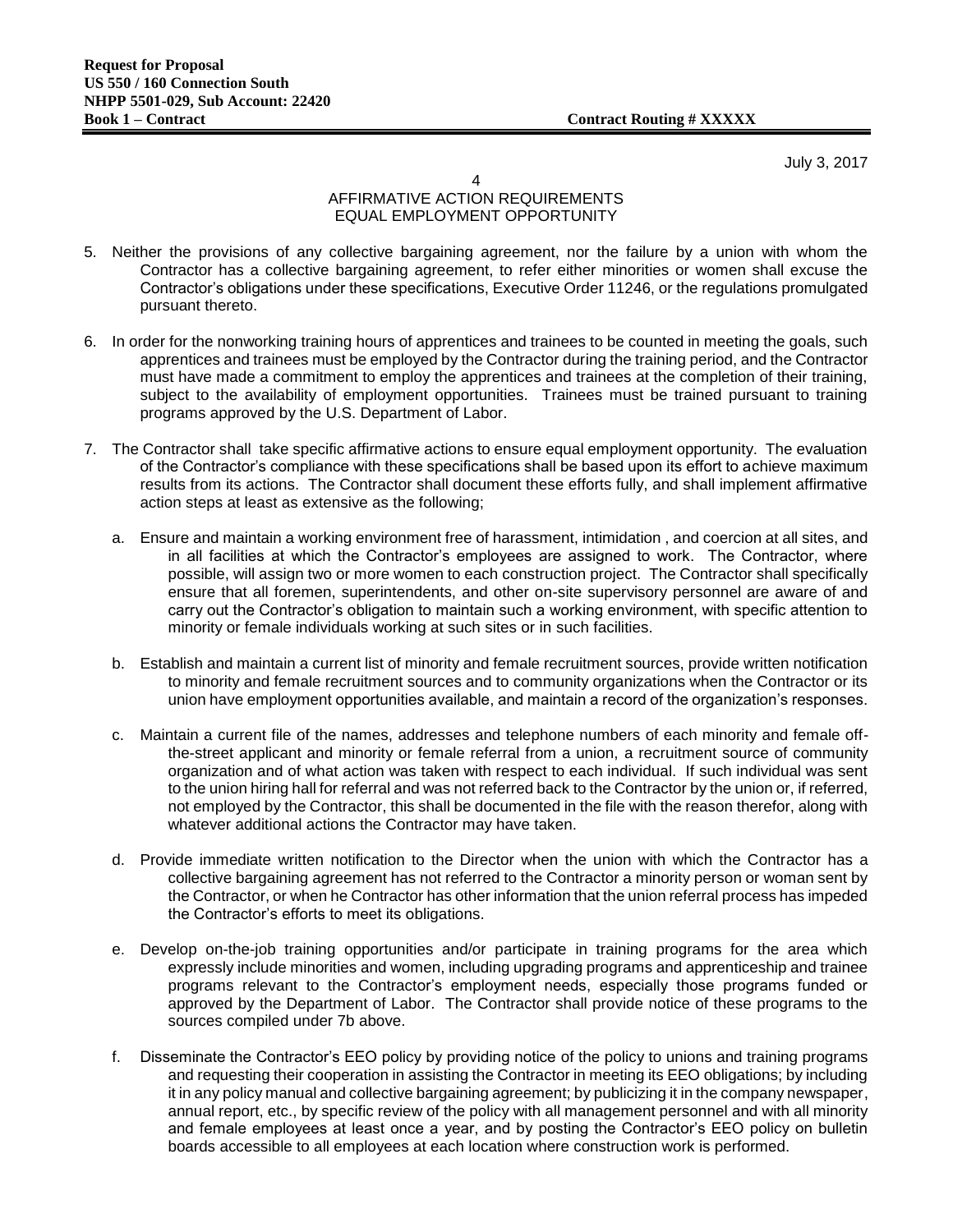July 3, 2017

AFFIRMATIVE ACTION REQUIREMENTS
EQUAL EMPLOYMENT OPPORTUNITY

5. Neither the provisions of any collective bargaining agreement, nor the failure by a union with whom the Contractor has a collective bargaining agreement, to refer either minorities or women shall excuse the Contractor's obligations under these specifications, Executive Order 11246, or the regulations promulgated pursuant thereto.

6. In order for the nonworking training hours of apprentices and trainees to be counted in meeting the goals, such apprentices and trainees must be employed by the Contractor during the training period, and the Contractor must have made a commitment to employ the apprentices and trainees at the completion of their training, subject to the availability of employment opportunities. Trainees must be trained pursuant to training programs approved by the U.S. Department of Labor.

7. The Contractor shall take specific affirmative actions to ensure equal employment opportunity. The evaluation of the Contractor's compliance with these specifications shall be based upon its effort to achieve maximum results from its actions. The Contractor shall document these efforts fully, and shall implement affirmative action steps at least as extensive as the following;

   a. Ensure and maintain a working environment free of harassment, intimidation , and coercion at all sites, and in all facilities at which the Contractor's employees are assigned to work. The Contractor, where possible, will assign two or more women to each construction project. The Contractor shall specifically ensure that all foremen, superintendents, and other on-site supervisory personnel are aware of and carry out the Contractor's obligation to maintain such a working environment, with specific attention to minority or female individuals working at such sites or in such facilities.

   b. Establish and maintain a current list of minority and female recruitment sources, provide written notification to minority and female recruitment sources and to community organizations when the Contractor or its union have employment opportunities available, and maintain a record of the organization's responses.

   c. Maintain a current file of the names, addresses and telephone numbers of each minority and female off-the-street applicant and minority or female referral from a union, a recruitment source of community organization and of what action was taken with respect to each individual. If such individual was sent to the union hiring hall for referral and was not referred back to the Contractor by the union or, if referred, not employed by the Contractor, this shall be documented in the file with the reason therefor, along with whatever additional actions the Contractor may have taken.

   d. Provide immediate written notification to the Director when the union with which the Contractor has a collective bargaining agreement has not referred to the Contractor a minority person or woman sent by the Contractor, or when he Contractor has other information that the union referral process has impeded the Contractor's efforts to meet its obligations.

   e. Develop on-the-job training opportunities and/or participate in training programs for the area which expressly include minorities and women, including upgrading programs and apprenticeship and trainee programs relevant to the Contractor's employment needs, especially those programs funded or approved by the Department of Labor. The Contractor shall provide notice of these programs to the sources compiled under 7b above.

   f. Disseminate the Contractor's EEO policy by providing notice of the policy to unions and training programs and requesting their cooperation in assisting the Contractor in meeting its EEO obligations; by including it in any policy manual and collective bargaining agreement; by publicizing it in the company newspaper, annual report, etc., by specific review of the policy with all management personnel and with all minority and female employees at least once a year, and by posting the Contractor's EEO policy on bulletin boards accessible to all employees at each location where construction work is performed.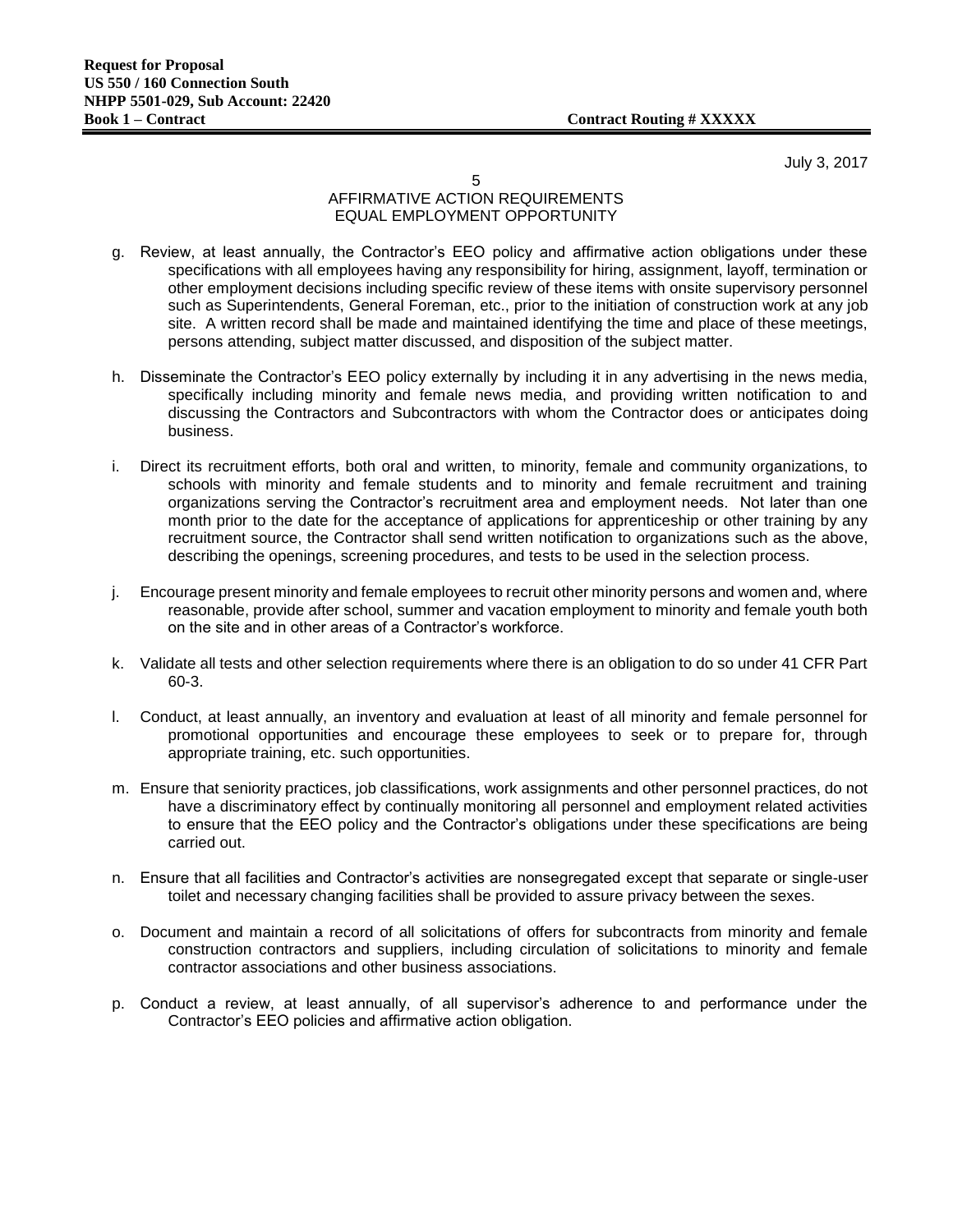July 3, 2017

## AFFIRMATIVE ACTION REQUIREMENTS
## EQUAL EMPLOYMENT OPPORTUNITY

g. Review, at least annually, the Contractor's EEO policy and affirmative action obligations under these specifications with all employees having any responsibility for hiring, assignment, layoff, termination or other employment decisions including specific review of these items with onsite supervisory personnel such as Superintendents, General Foreman, etc., prior to the initiation of construction work at any job site. A written record shall be made and maintained identifying the time and place of these meetings, persons attending, subject matter discussed, and disposition of the subject matter.

h. Disseminate the Contractor's EEO policy externally by including it in any advertising in the news media, specifically including minority and female news media, and providing written notification to and discussing the Contractors and Subcontractors with whom the Contractor does or anticipates doing business.

i. Direct its recruitment efforts, both oral and written, to minority, female and community organizations, to schools with minority and female students and to minority and female recruitment and training organizations serving the Contractor's recruitment area and employment needs. Not later than one month prior to the date for the acceptance of applications for apprenticeship or other training by any recruitment source, the Contractor shall send written notification to organizations such as the above, describing the openings, screening procedures, and tests to be used in the selection process.

j. Encourage present minority and female employees to recruit other minority persons and women and, where reasonable, provide after school, summer and vacation employment to minority and female youth both on the site and in other areas of a Contractor's workforce.

k. Validate all tests and other selection requirements where there is an obligation to do so under 41 CFR Part 60-3.

l. Conduct, at least annually, an inventory and evaluation at least of all minority and female personnel for promotional opportunities and encourage these employees to seek or to prepare for, through appropriate training, etc. such opportunities.

m. Ensure that seniority practices, job classifications, work assignments and other personnel practices, do not have a discriminatory effect by continually monitoring all personnel and employment related activities to ensure that the EEO policy and the Contractor's obligations under these specifications are being carried out.

n. Ensure that all facilities and Contractor's activities are nonsegregated except that separate or single-user toilet and necessary changing facilities shall be provided to assure privacy between the sexes.

o. Document and maintain a record of all solicitations of offers for subcontracts from minority and female construction contractors and suppliers, including circulation of solicitations to minority and female contractor associations and other business associations.

p. Conduct a review, at least annually, of all supervisor's adherence to and performance under the Contractor's EEO policies and affirmative action obligation.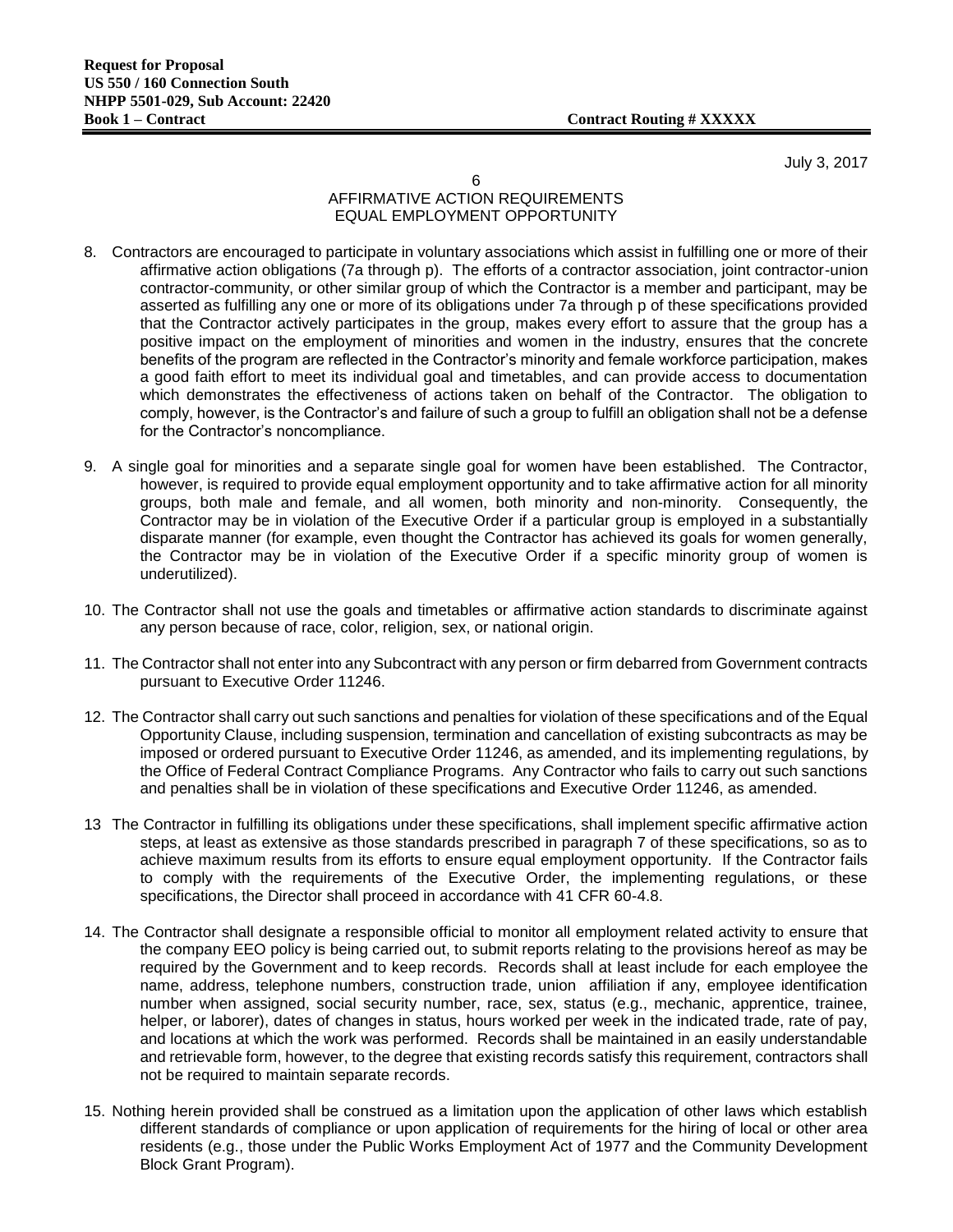July 3, 2017

## AFFIRMATIVE ACTION REQUIREMENTS
## EQUAL EMPLOYMENT OPPORTUNITY

8. Contractors are encouraged to participate in voluntary associations which assist in fulfilling one or more of their affirmative action obligations (7a through p). The efforts of a contractor association, joint contractor-union contractor-community, or other similar group of which the Contractor is a member and participant, may be asserted as fulfilling any one or more of its obligations under 7a through p of these specifications provided that the Contractor actively participates in the group, makes every effort to assure that the group has a positive impact on the employment of minorities and women in the industry, ensures that the concrete benefits of the program are reflected in the Contractor's minority and female workforce participation, makes a good faith effort to meet its individual goal and timetables, and can provide access to documentation which demonstrates the effectiveness of actions taken on behalf of the Contractor. The obligation to comply, however, is the Contractor's and failure of such a group to fulfill an obligation shall not be a defense for the Contractor's noncompliance.

9. A single goal for minorities and a separate single goal for women have been established. The Contractor, however, is required to provide equal employment opportunity and to take affirmative action for all minority groups, both male and female, and all women, both minority and non-minority. Consequently, the Contractor may be in violation of the Executive Order if a particular group is employed in a substantially disparate manner (for example, even thought the Contractor has achieved its goals for women generally, the Contractor may be in violation of the Executive Order if a specific minority group of women is underutilized).

10. The Contractor shall not use the goals and timetables or affirmative action standards to discriminate against any person because of race, color, religion, sex, or national origin.

11. The Contractor shall not enter into any Subcontract with any person or firm debarred from Government contracts pursuant to Executive Order 11246.

12. The Contractor shall carry out such sanctions and penalties for violation of these specifications and of the Equal Opportunity Clause, including suspension, termination and cancellation of existing subcontracts as may be imposed or ordered pursuant to Executive Order 11246, as amended, and its implementing regulations, by the Office of Federal Contract Compliance Programs. Any Contractor who fails to carry out such sanctions and penalties shall be in violation of these specifications and Executive Order 11246, as amended.

13 The Contractor in fulfilling its obligations under these specifications, shall implement specific affirmative action steps, at least as extensive as those standards prescribed in paragraph 7 of these specifications, so as to achieve maximum results from its efforts to ensure equal employment opportunity. If the Contractor fails to comply with the requirements of the Executive Order, the implementing regulations, or these specifications, the Director shall proceed in accordance with 41 CFR 60-4.8.

14. The Contractor shall designate a responsible official to monitor all employment related activity to ensure that the company EEO policy is being carried out, to submit reports relating to the provisions hereof as may be required by the Government and to keep records. Records shall at least include for each employee the name, address, telephone numbers, construction trade, union affiliation if any, employee identification number when assigned, social security number, race, sex, status (e.g., mechanic, apprentice, trainee, helper, or laborer), dates of changes in status, hours worked per week in the indicated trade, rate of pay, and locations at which the work was performed. Records shall be maintained in an easily understandable and retrievable form, however, to the degree that existing records satisfy this requirement, contractors shall not be required to maintain separate records.

15. Nothing herein provided shall be construed as a limitation upon the application of other laws which establish different standards of compliance or upon application of requirements for the hiring of local or other area residents (e.g., those under the Public Works Employment Act of 1977 and the Community Development Block Grant Program).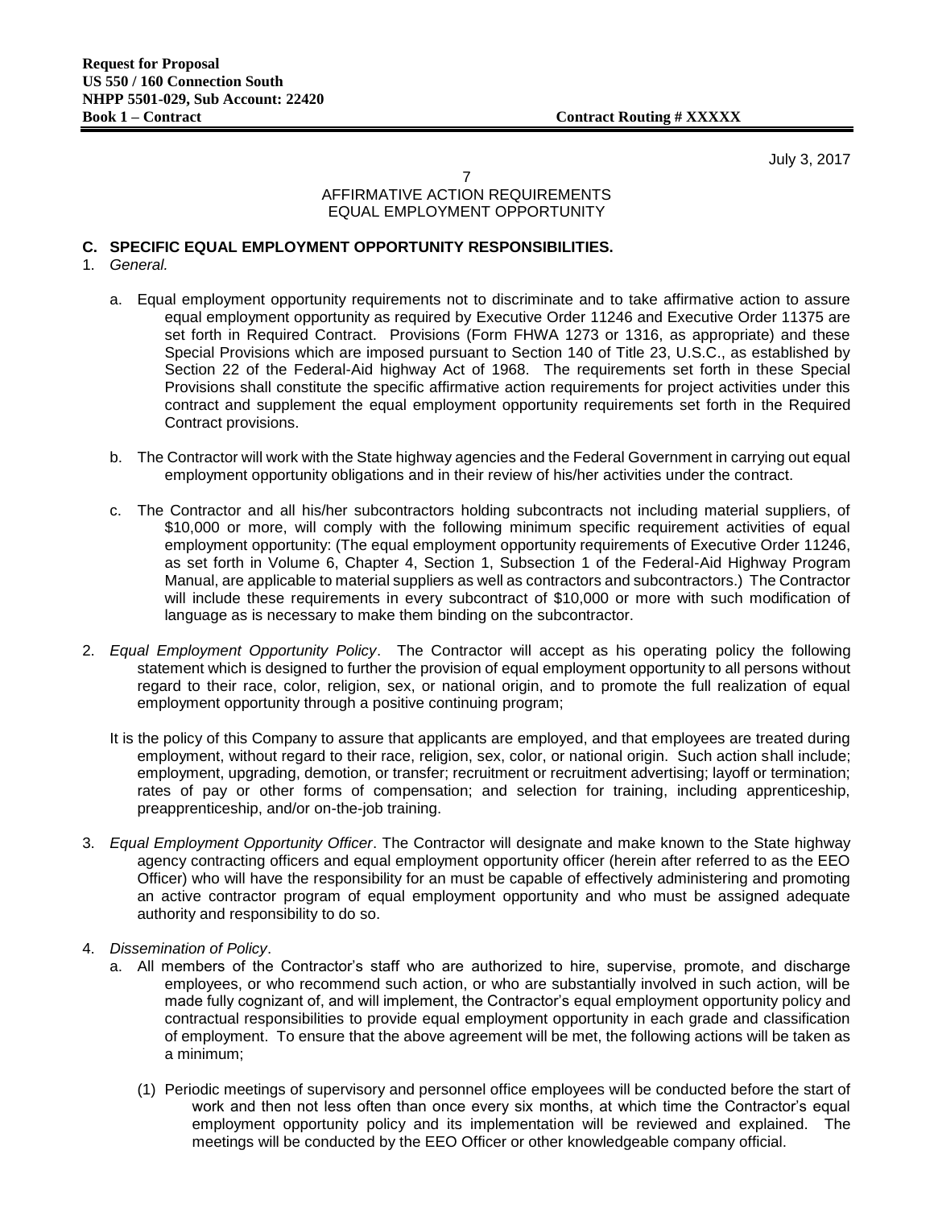AFFIRMATIVE ACTION REQUIREMENTS
EQUAL EMPLOYMENT OPPORTUNITY

### C. SPECIFIC EQUAL EMPLOYMENT OPPORTUNITY RESPONSIBILITIES.

1. *General.*

   a. Equal employment opportunity requirements not to discriminate and to take affirmative action to assure equal employment opportunity as required by Executive Order 11246 and Executive Order 11375 are set forth in Required Contract. Provisions (Form FHWA 1273 or 1316, as appropriate) and these Special Provisions which are imposed pursuant to Section 140 of Title 23, U.S.C., as established by Section 22 of the Federal-Aid highway Act of 1968. The requirements set forth in these Special Provisions shall constitute the specific affirmative action requirements for project activities under this contract and supplement the equal employment opportunity requirements set forth in the Required Contract provisions.

   b. The Contractor will work with the State highway agencies and the Federal Government in carrying out equal employment opportunity obligations and in their review of his/her activities under the contract.

   c. The Contractor and all his/her subcontractors holding subcontracts not including material suppliers, of $10,000 or more, will comply with the following minimum specific requirement activities of equal employment opportunity: (The equal employment opportunity requirements of Executive Order 11246, as set forth in Volume 6, Chapter 4, Section 1, Subsection 1 of the Federal-Aid Highway Program Manual, are applicable to material suppliers as well as contractors and subcontractors.) The Contractor will include these requirements in every subcontract of $10,000 or more with such modification of language as is necessary to make them binding on the subcontractor.

2. *Equal Employment Opportunity Policy*. The Contractor will accept as his operating policy the following statement which is designed to further the provision of equal employment opportunity to all persons without regard to their race, color, religion, sex, or national origin, and to promote the full realization of equal employment opportunity through a positive continuing program;

   It is the policy of this Company to assure that applicants are employed, and that employees are treated during employment, without regard to their race, religion, sex, color, or national origin. Such action shall include; employment, upgrading, demotion, or transfer; recruitment or recruitment advertising; layoff or termination; rates of pay or other forms of compensation; and selection for training, including apprenticeship, preapprenticeship, and/or on-the-job training.

3. *Equal Employment Opportunity Officer*. The Contractor will designate and make known to the State highway agency contracting officers and equal employment opportunity officer (herein after referred to as the EEO Officer) who will have the responsibility for an must be capable of effectively administering and promoting an active contractor program of equal employment opportunity and who must be assigned adequate authority and responsibility to do so.

4. *Dissemination of Policy*.

   a. All members of the Contractor's staff who are authorized to hire, supervise, promote, and discharge employees, or who recommend such action, or who are substantially involved in such action, will be made fully cognizant of, and will implement, the Contractor's equal employment opportunity policy and contractual responsibilities to provide equal employment opportunity in each grade and classification of employment. To ensure that the above agreement will be met, the following actions will be taken as a minimum;

      (1) Periodic meetings of supervisory and personnel office employees will be conducted before the start of work and then not less often than once every six months, at which time the Contractor's equal employment opportunity policy and its implementation will be reviewed and explained. The meetings will be conducted by the EEO Officer or other knowledgeable company official.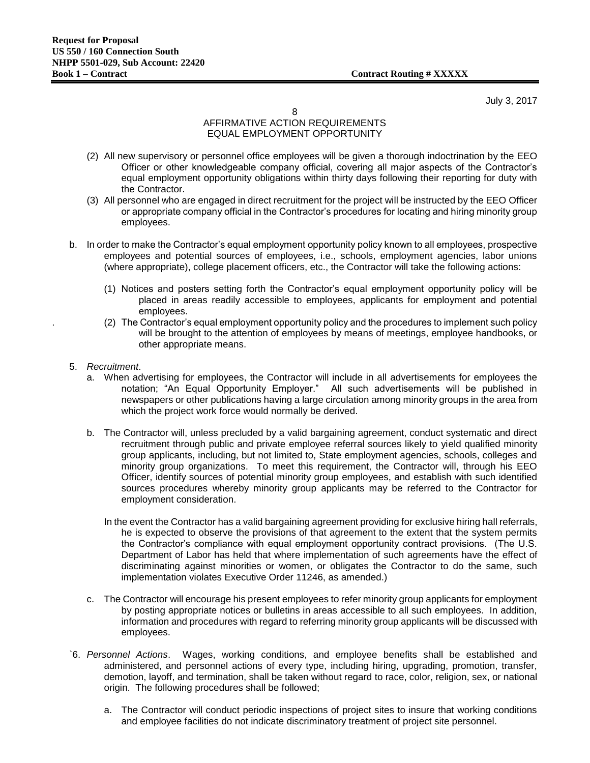AFFIRMATIVE ACTION REQUIREMENTS
EQUAL EMPLOYMENT OPPORTUNITY

(2) All new supervisory or personnel office employees will be given a thorough indoctrination by the EEO Officer or other knowledgeable company official, covering all major aspects of the Contractor's equal employment opportunity obligations within thirty days following their reporting for duty with the Contractor.

(3) All personnel who are engaged in direct recruitment for the project will be instructed by the EEO Officer or appropriate company official in the Contractor's procedures for locating and hiring minority group employees.

b. In order to make the Contractor's equal employment opportunity policy known to all employees, prospective employees and potential sources of employees, i.e., schools, employment agencies, labor unions (where appropriate), college placement officers, etc., the Contractor will take the following actions:

(1) Notices and posters setting forth the Contractor's equal employment opportunity policy will be placed in areas readily accessible to employees, applicants for employment and potential employees.

(2) The Contractor's equal employment opportunity policy and the procedures to implement such policy will be brought to the attention of employees by means of meetings, employee handbooks, or other appropriate means.

5. *Recruitment*.

a. When advertising for employees, the Contractor will include in all advertisements for employees the notation; "An Equal Opportunity Employer." All such advertisements will be published in newspapers or other publications having a large circulation among minority groups in the area from which the project work force would normally be derived.

b. The Contractor will, unless precluded by a valid bargaining agreement, conduct systematic and direct recruitment through public and private employee referral sources likely to yield qualified minority group applicants, including, but not limited to, State employment agencies, schools, colleges and minority group organizations. To meet this requirement, the Contractor will, through his EEO Officer, identify sources of potential minority group employees, and establish with such identified sources procedures whereby minority group applicants may be referred to the Contractor for employment consideration.

In the event the Contractor has a valid bargaining agreement providing for exclusive hiring hall referrals, he is expected to observe the provisions of that agreement to the extent that the system permits the Contractor's compliance with equal employment opportunity contract provisions. (The U.S. Department of Labor has held that where implementation of such agreements have the effect of discriminating against minorities or women, or obligates the Contractor to do the same, such implementation violates Executive Order 11246, as amended.)

c. The Contractor will encourage his present employees to refer minority group applicants for employment by posting appropriate notices or bulletins in areas accessible to all such employees. In addition, information and procedures with regard to referring minority group applicants will be discussed with employees.

`6. *Personnel Actions*. Wages, working conditions, and employee benefits shall be established and administered, and personnel actions of every type, including hiring, upgrading, promotion, transfer, demotion, layoff, and termination, shall be taken without regard to race, color, religion, sex, or national origin. The following procedures shall be followed;

a. The Contractor will conduct periodic inspections of project sites to insure that working conditions and employee facilities do not indicate discriminatory treatment of project site personnel.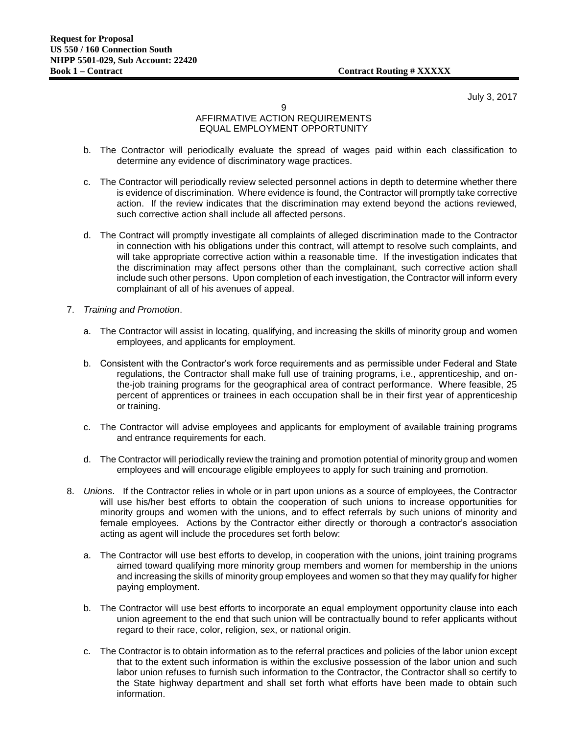July 3, 2017

AFFIRMATIVE ACTION REQUIREMENTS
EQUAL EMPLOYMENT OPPORTUNITY

b. The Contractor will periodically evaluate the spread of wages paid within each classification to determine any evidence of discriminatory wage practices.

c. The Contractor will periodically review selected personnel actions in depth to determine whether there is evidence of discrimination. Where evidence is found, the Contractor will promptly take corrective action. If the review indicates that the discrimination may extend beyond the actions reviewed, such corrective action shall include all affected persons.

d. The Contract will promptly investigate all complaints of alleged discrimination made to the Contractor in connection with his obligations under this contract, will attempt to resolve such complaints, and will take appropriate corrective action within a reasonable time. If the investigation indicates that the discrimination may affect persons other than the complainant, such corrective action shall include such other persons. Upon completion of each investigation, the Contractor will inform every complainant of all of his avenues of appeal.

7. *Training and Promotion*.

   a. The Contractor will assist in locating, qualifying, and increasing the skills of minority group and women employees, and applicants for employment.

   b. Consistent with the Contractor's work force requirements and as permissible under Federal and State regulations, the Contractor shall make full use of training programs, i.e., apprenticeship, and on-the-job training programs for the geographical area of contract performance. Where feasible, 25 percent of apprentices or trainees in each occupation shall be in their first year of apprenticeship or training.

   c. The Contractor will advise employees and applicants for employment of available training programs and entrance requirements for each.

   d. The Contractor will periodically review the training and promotion potential of minority group and women employees and will encourage eligible employees to apply for such training and promotion.

8. *Unions*. If the Contractor relies in whole or in part upon unions as a source of employees, the Contractor will use his/her best efforts to obtain the cooperation of such unions to increase opportunities for minority groups and women with the unions, and to effect referrals by such unions of minority and female employees. Actions by the Contractor either directly or thorough a contractor's association acting as agent will include the procedures set forth below:

   a. The Contractor will use best efforts to develop, in cooperation with the unions, joint training programs aimed toward qualifying more minority group members and women for membership in the unions and increasing the skills of minority group employees and women so that they may qualify for higher paying employment.

   b. The Contractor will use best efforts to incorporate an equal employment opportunity clause into each union agreement to the end that such union will be contractually bound to refer applicants without regard to their race, color, religion, sex, or national origin.

   c. The Contractor is to obtain information as to the referral practices and policies of the labor union except that to the extent such information is within the exclusive possession of the labor union and such labor union refuses to furnish such information to the Contractor, the Contractor shall so certify to the State highway department and shall set forth what efforts have been made to obtain such information.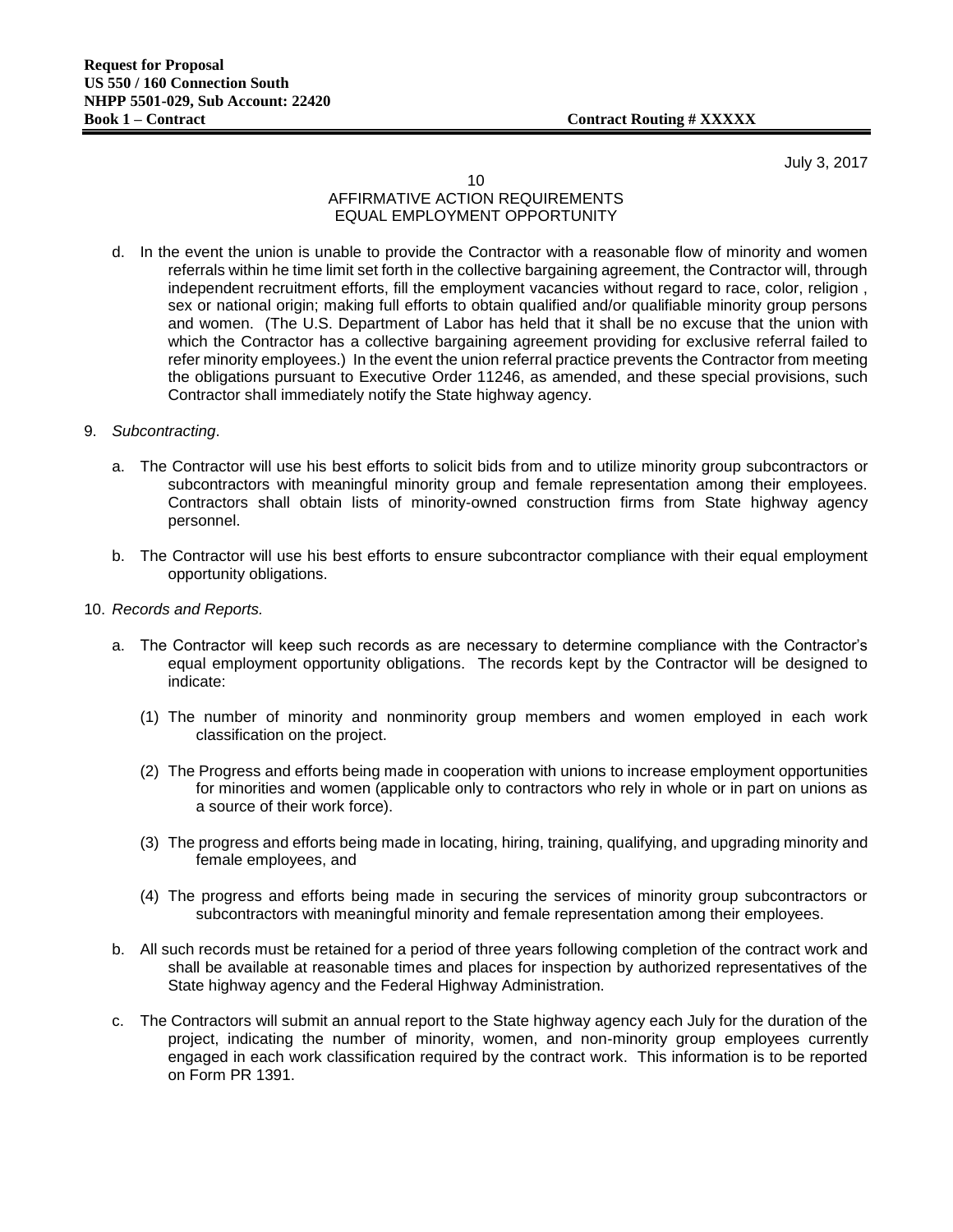d. In the event the union is unable to provide the Contractor with a reasonable flow of minority and women referrals within he time limit set forth in the collective bargaining agreement, the Contractor will, through independent recruitment efforts, fill the employment vacancies without regard to race, color, religion , sex or national origin; making full efforts to obtain qualified and/or qualifiable minority group persons and women. (The U.S. Department of Labor has held that it shall be no excuse that the union with which the Contractor has a collective bargaining agreement providing for exclusive referral failed to refer minority employees.) In the event the union referral practice prevents the Contractor from meeting the obligations pursuant to Executive Order 11246, as amended, and these special provisions, such Contractor shall immediately notify the State highway agency.

9. *Subcontracting*.

   a. The Contractor will use his best efforts to solicit bids from and to utilize minority group subcontractors or subcontractors with meaningful minority group and female representation among their employees. Contractors shall obtain lists of minority-owned construction firms from State highway agency personnel.

   b. The Contractor will use his best efforts to ensure subcontractor compliance with their equal employment opportunity obligations.

10. *Records and Reports.*

    a. The Contractor will keep such records as are necessary to determine compliance with the Contractor's equal employment opportunity obligations. The records kept by the Contractor will be designed to indicate:

       (1) The number of minority and nonminority group members and women employed in each work classification on the project.

       (2) The Progress and efforts being made in cooperation with unions to increase employment opportunities for minorities and women (applicable only to contractors who rely in whole or in part on unions as a source of their work force).

       (3) The progress and efforts being made in locating, hiring, training, qualifying, and upgrading minority and female employees, and

       (4) The progress and efforts being made in securing the services of minority group subcontractors or subcontractors with meaningful minority and female representation among their employees.

    b. All such records must be retained for a period of three years following completion of the contract work and shall be available at reasonable times and places for inspection by authorized representatives of the State highway agency and the Federal Highway Administration.

    c. The Contractors will submit an annual report to the State highway agency each July for the duration of the project, indicating the number of minority, women, and non-minority group employees currently engaged in each work classification required by the contract work. This information is to be reported on Form PR 1391.